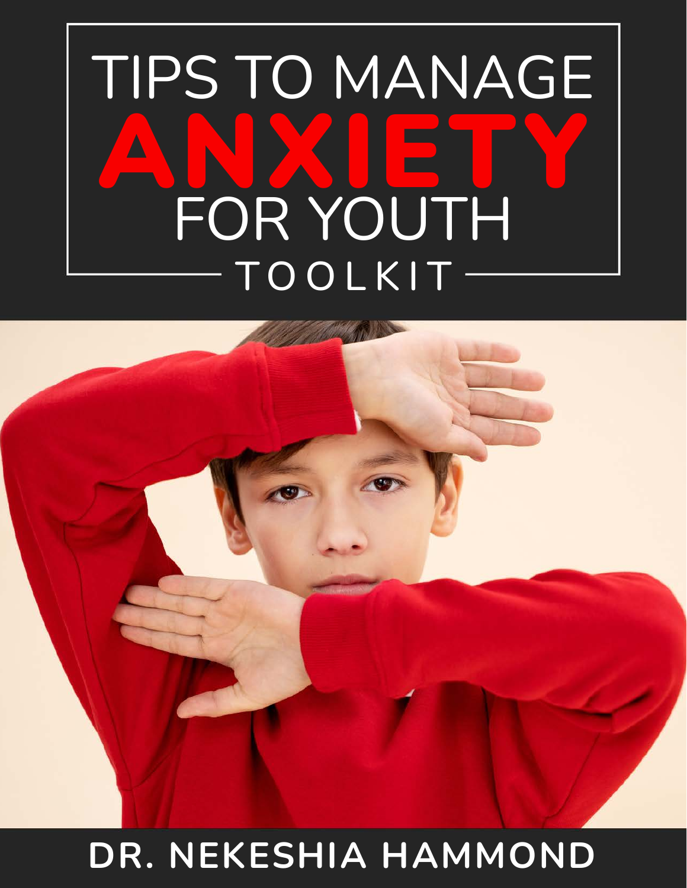# TIPS TO MANAGE ANXIETY FOR YOUTH

## TOOLKIT

**DR. NEKESHIA HAMMOND**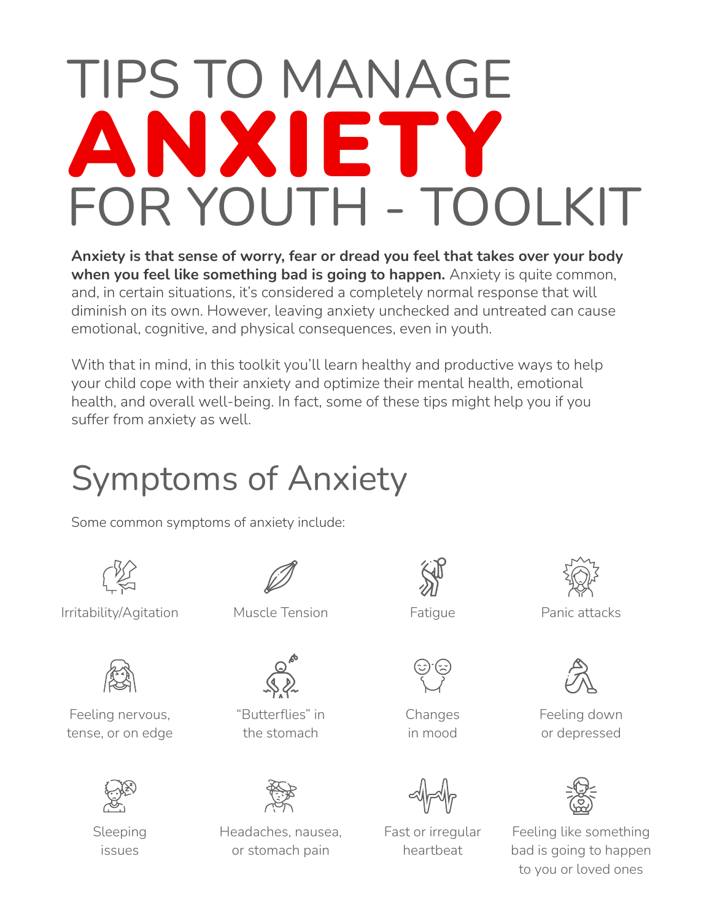# TIPS TO MANAGE ANXIETY FOR YOUTH - TOOLKIT

**Anxiety is that sense of worry, fear or dread you feel that takes over your body when you feel like something bad is going to happen.** Anxiety is quite common, and, in certain situations, it's considered a completely normal response that will diminish on its own. However, leaving anxiety unchecked and untreated can cause emotional, cognitive, and physical consequences, even in youth.

With that in mind, in this toolkit you'll learn healthy and productive ways to help your child cope with their anxiety and optimize their mental health, emotional health, and overall well-being. In fact, some of these tips might help you if you suffer from anxiety as well.

## Symptoms of Anxiety

Some common symptoms of anxiety include:

- Irritability/Agitation
- Muscle Tension
- Fatigue
- Panic attacks
- Feeling nervous, tense, or on edge
- "Butterflies" in the stomach
- Changes in mood
- Feeling down or depressed
- Sleeping issues
- Headaches, nausea, or stomach pain
- Fast or irregular heartbeat
- Feeling like something bad is going to happen to you or loved ones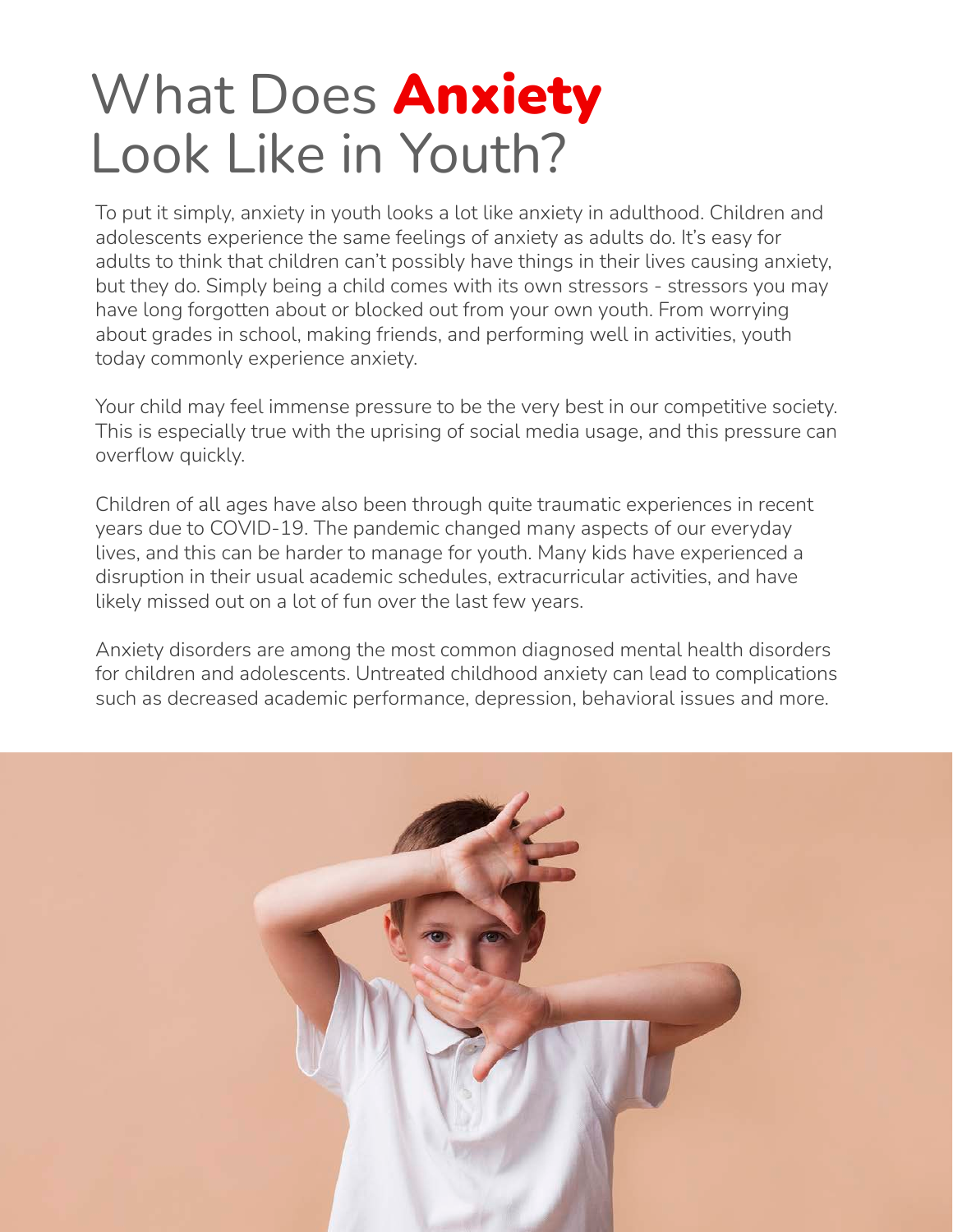# What Does **Anxiety** Look Like in Youth?

To put it simply, anxiety in youth looks a lot like anxiety in adulthood. Children and adolescents experience the same feelings of anxiety as adults do. It's easy for adults to think that children can't possibly have things in their lives causing anxiety, but they do. Simply being a child comes with its own stressors - stressors you may have long forgotten about or blocked out from your own youth. From worrying about grades in school, making friends, and performing well in activities, youth today commonly experience anxiety.

Your child may feel immense pressure to be the very best in our competitive society. This is especially true with the uprising of social media usage, and this pressure can overflow quickly.

Children of all ages have also been through quite traumatic experiences in recent years due to COVID-19. The pandemic changed many aspects of our everyday lives, and this can be harder to manage for youth. Many kids have experienced a disruption in their usual academic schedules, extracurricular activities, and have likely missed out on a lot of fun over the last few years.

Anxiety disorders are among the most common diagnosed mental health disorders for children and adolescents. Untreated childhood anxiety can lead to complications such as decreased academic performance, depression, behavioral issues and more.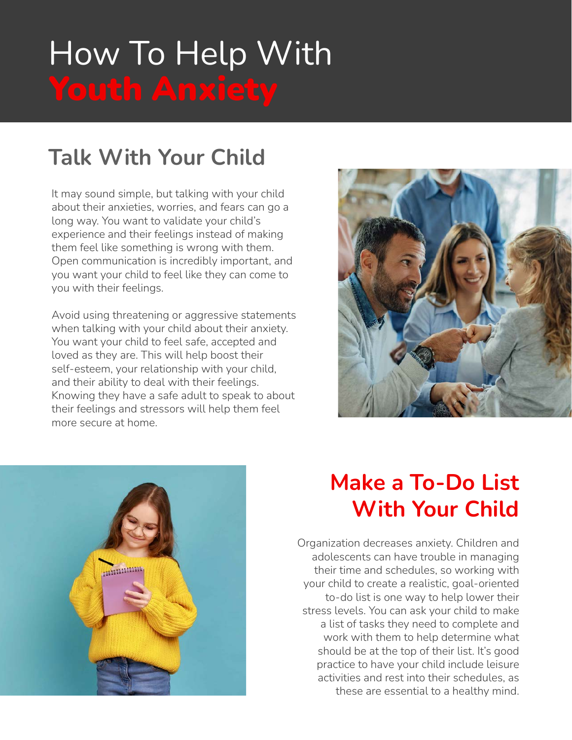# How To Help With Youth Anxiety

## Talk With Your Child

It may sound simple, but talking with your child about their anxieties, worries, and fears can go a long way. You want to validate your child's experience and their feelings instead of making them feel like something is wrong with them. Open communication is incredibly important, and you want your child to feel like they can come to you with their feelings.

Avoid using threatening or aggressive statements when talking with your child about their anxiety. You want your child to feel safe, accepted and loved as they are. This will help boost their self-esteem, your relationship with your child, and their ability to deal with their feelings. Knowing they have a safe adult to speak to about their feelings and stressors will help them feel more secure at home.

## Make a To-Do List With Your Child

Organization decreases anxiety. Children and adolescents can have trouble in managing their time and schedules, so working with your child to create a realistic, goal-oriented to-do list is one way to help lower their stress levels. You can ask your child to make a list of tasks they need to complete and work with them to help determine what should be at the top of their list. It's good practice to have your child include leisure activities and rest into their schedules, as these are essential to a healthy mind.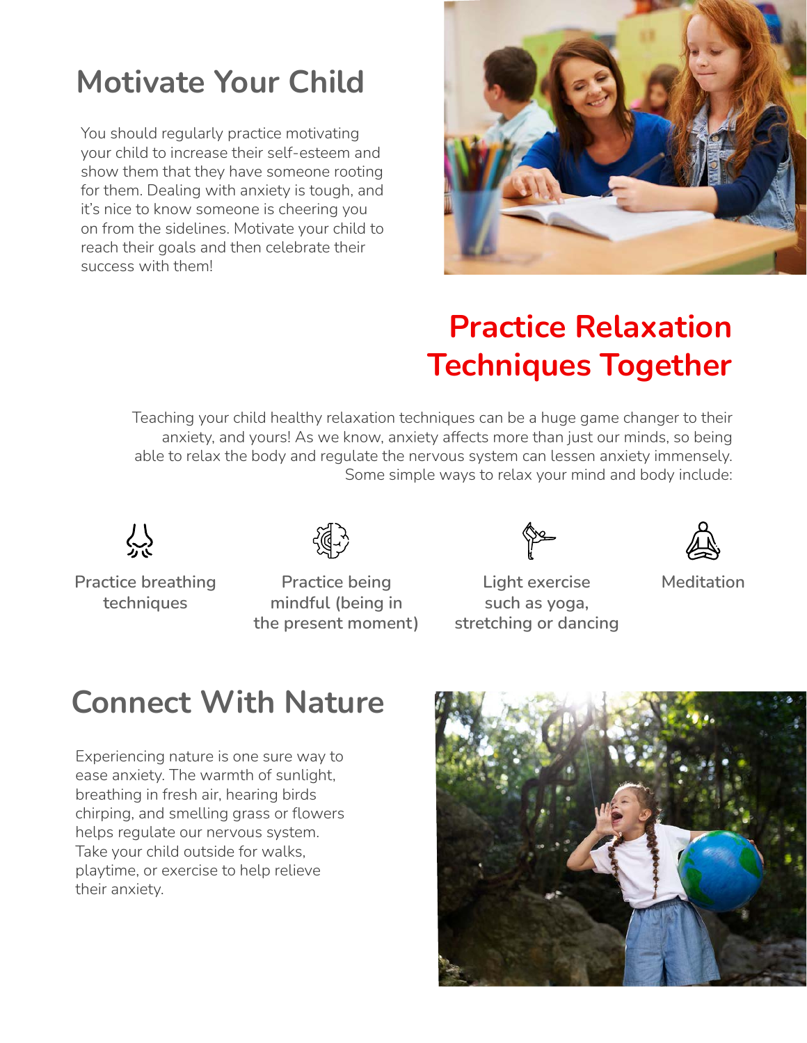## Motivate Your Child

You should regularly practice motivating your child to increase their self-esteem and show them that they have someone rooting for them. Dealing with anxiety is tough, and it's nice to know someone is cheering you on from the sidelines. Motivate your child to reach their goals and then celebrate their success with them!

## Practice Relaxation Techniques Together

Teaching your child healthy relaxation techniques can be a huge game changer to their anxiety, and yours! As we know, anxiety affects more than just our minds, so being able to relax the body and regulate the nervous system can lessen anxiety immensely. Some simple ways to relax your mind and body include:

- Practice breathing techniques
- Practice being mindful (being in the present moment)
- Light exercise such as yoga, stretching or dancing
- Meditation

## Connect With Nature

Experiencing nature is one sure way to ease anxiety. The warmth of sunlight, breathing in fresh air, hearing birds chirping, and smelling grass or flowers helps regulate our nervous system. Take your child outside for walks, playtime, or exercise to help relieve their anxiety.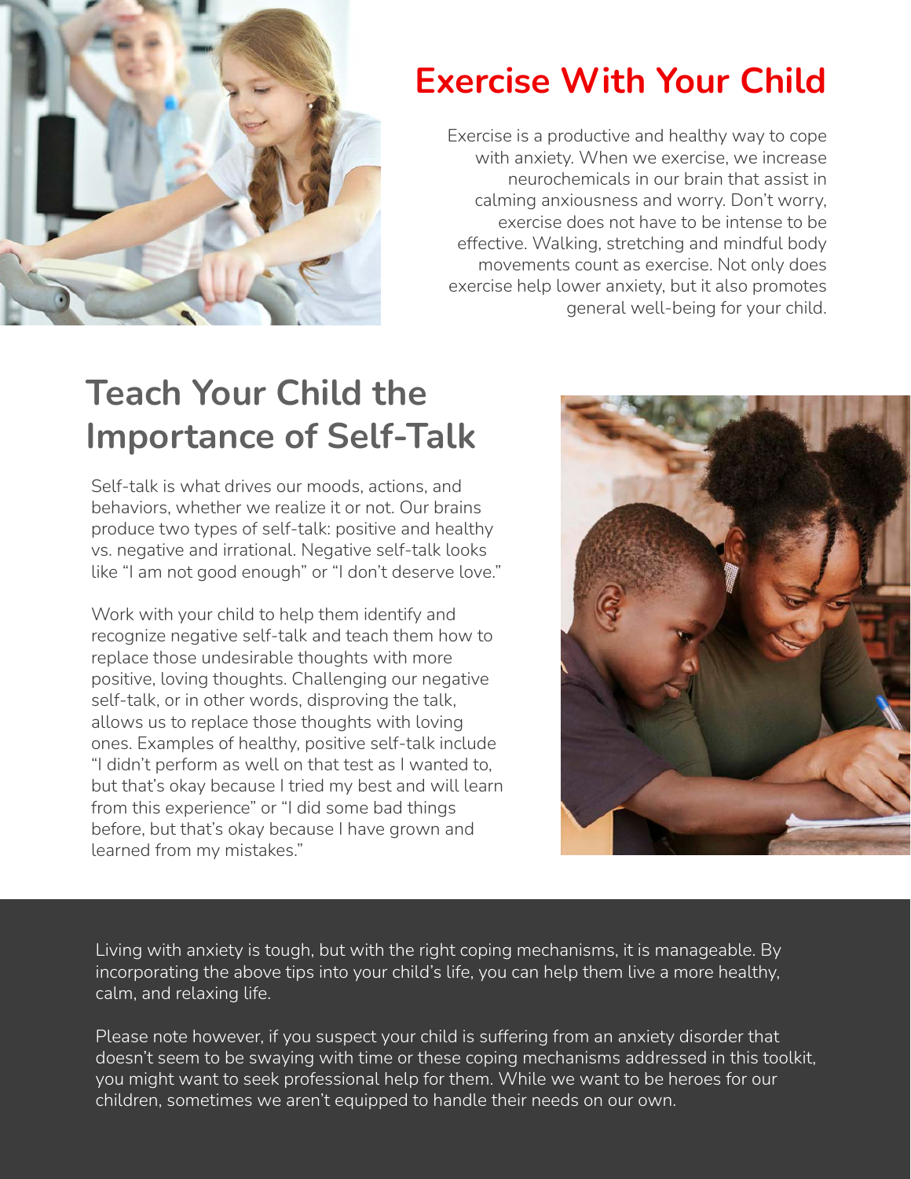## Exercise With Your Child

Exercise is a productive and healthy way to cope with anxiety. When we exercise, we increase neurochemicals in our brain that assist in calming anxiousness and worry. Don't worry, exercise does not have to be intense to be effective. Walking, stretching and mindful body movements count as exercise. Not only does exercise help lower anxiety, but it also promotes general well-being for your child.

## Teach Your Child the Importance of Self-Talk

Self-talk is what drives our moods, actions, and behaviors, whether we realize it or not. Our brains produce two types of self-talk: positive and healthy vs. negative and irrational. Negative self-talk looks like "I am not good enough" or "I don't deserve love."

Work with your child to help them identify and recognize negative self-talk and teach them how to replace those undesirable thoughts with more positive, loving thoughts. Challenging our negative self-talk, or in other words, disproving the talk, allows us to replace those thoughts with loving ones. Examples of healthy, positive self-talk include "I didn't perform as well on that test as I wanted to, but that's okay because I tried my best and will learn from this experience" or "I did some bad things before, but that's okay because I have grown and learned from my mistakes."

Living with anxiety is tough, but with the right coping mechanisms, it is manageable. By incorporating the above tips into your child's life, you can help them live a more healthy, calm, and relaxing life.

Please note however, if you suspect your child is suffering from an anxiety disorder that doesn't seem to be swaying with time or these coping mechanisms addressed in this toolkit, you might want to seek professional help for them. While we want to be heroes for our children, sometimes we aren't equipped to handle their needs on our own.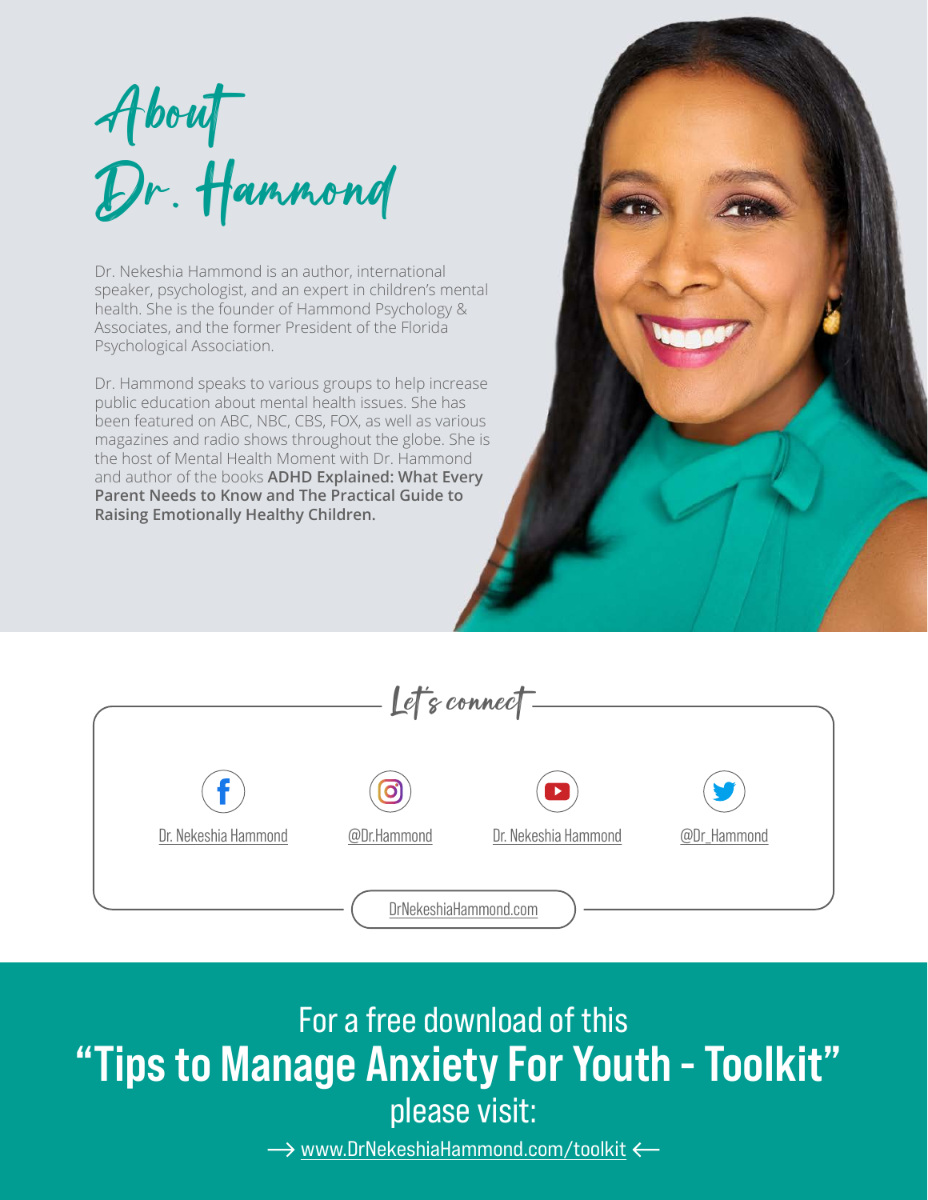# About Dr. Hammond

Dr. Nekeshia Hammond is an author, international speaker, psychologist, and an expert in children's mental health. She is the founder of Hammond Psychology & Associates, and the former President of the Florida Psychological Association.

Dr. Hammond speaks to various groups to help increase public education about mental health issues. She has been featured on ABC, NBC, CBS, FOX, as well as various magazines and radio shows throughout the globe. She is the host of Mental Health Moment with Dr. Hammond and author of the books **ADHD Explained: What Every Parent Needs to Know and The Practical Guide to Raising Emotionally Healthy Children.**

## Let's connect

Dr. Nekeshia Hammond

@Dr.Hammond

Dr. Nekeshia Hammond

@Dr_Hammond

DrNekeshiaHammond.com

For a free download of this

**"Tips to Manage Anxiety For Youth - Toolkit"**

please visit:

→ www.DrNekeshiaHammond.com/toolkit ←